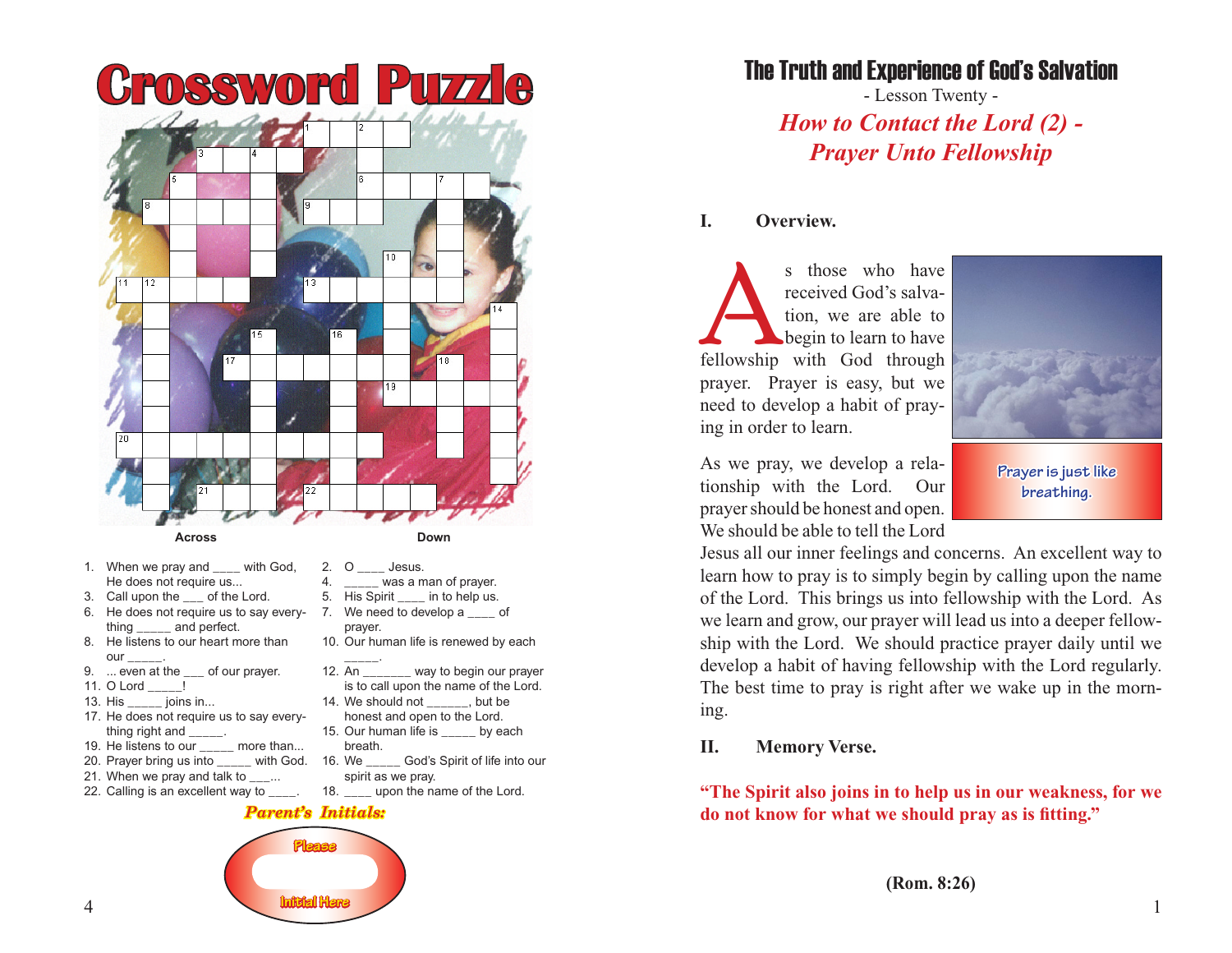# Crossword Puzzle

**Across**

1. When we pray and ____ with God, He does not require us...
3. Call upon the ___ of the Lord.
6. He does not require us to say everything _____ and perfect.
8. He listens to our heart more than our _____.
9. ... even at the ___ of our prayer.
11. O Lord _____!
13. His _____ joins in...
17. He does not require us to say everything right and _____.
19. He listens to our _____ more than...
20. Prayer bring us into _____ with God.
21. When we pray and talk to ___...
22. Calling is an excellent way to ____.

**Down**

2. O ____ Jesus.
4. _____ was a man of prayer.
5. His Spirit ____ in to help us.
7. We need to develop a ____ of prayer.
10. Our human life is renewed by each _____.
12. An _______ way to begin our prayer is to call upon the name of the Lord.
14. We should not ______, but be honest and open to the Lord.
15. Our human life is _____ by each breath.
16. We _____ God's Spirit of life into our spirit as we pray.
18. ____ upon the name of the Lord.

*Parent's Initials:*

Please Initial Here

# The Truth and Experience of God's Salvation

- Lesson Twenty -

## *How to Contact the Lord (2) - Prayer Unto Fellowship*

### I. Overview.

As those who have received God's salvation, we are able to begin to learn to have fellowship with God through prayer. Prayer is easy, but we need to develop a habit of praying in order to learn.

Prayer is just like breathing.

As we pray, we develop a relationship with the Lord. Our prayer should be honest and open. We should be able to tell the Lord Jesus all our inner feelings and concerns. An excellent way to learn how to pray is to simply begin by calling upon the name of the Lord. This brings us into fellowship with the Lord. As we learn and grow, our prayer will lead us into a deeper fellowship with the Lord. We should practice prayer daily until we develop a habit of having fellowship with the Lord regularly. The best time to pray is right after we wake up in the morning.

### II. Memory Verse.

**"The Spirit also joins in to help us in our weakness, for we do not know for what we should pray as is fitting."**

**(Rom. 8:26)**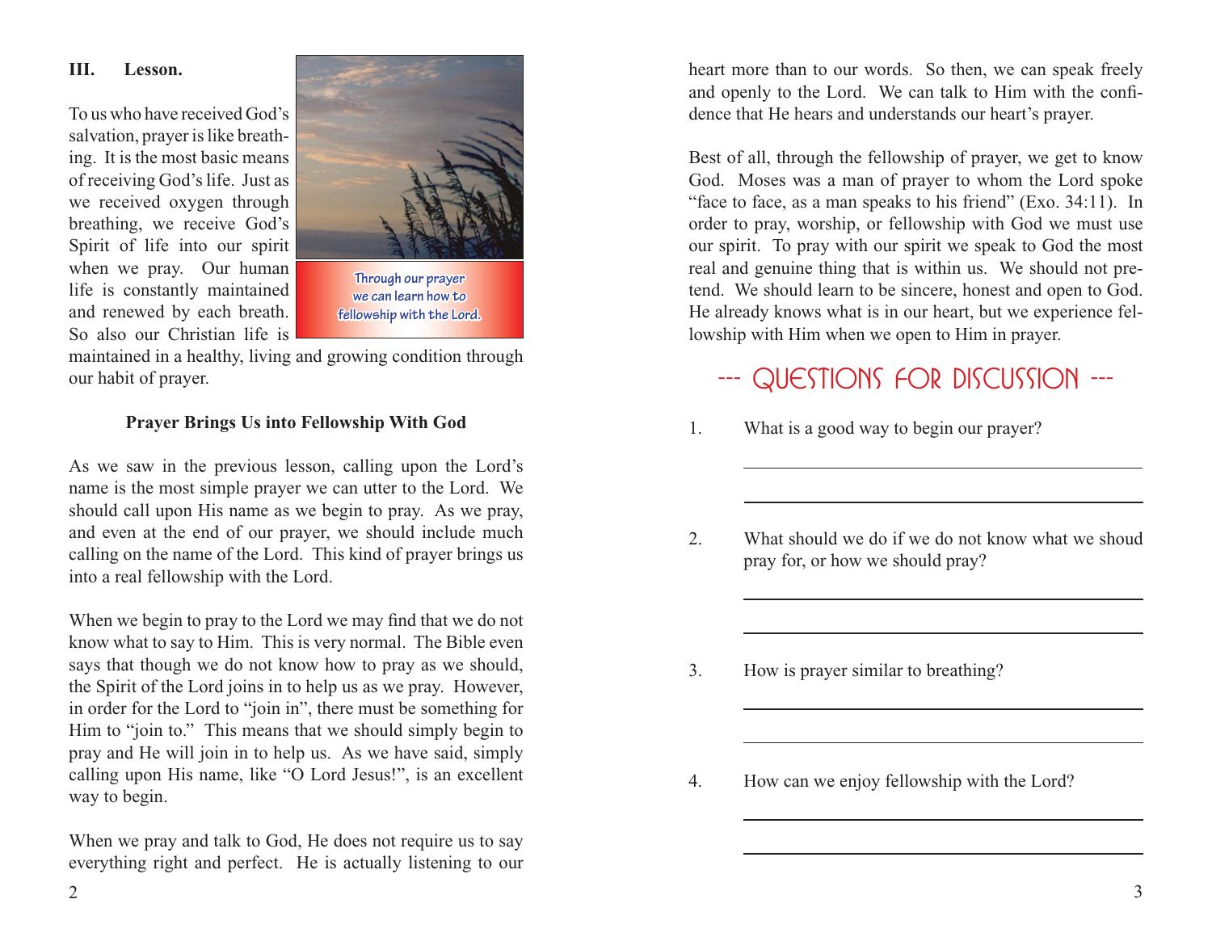### III. Lesson.

To us who have received God's salvation, prayer is like breathing. It is the most basic means of receiving God's life. Just as we received oxygen through breathing, we receive God's Spirit of life into our spirit when we pray. Our human life is constantly maintained and renewed by each breath. So also our Christian life is maintained in a healthy, living and growing condition through our habit of prayer.

Through our prayer we can learn how to fellowship with the Lord.

#### Prayer Brings Us into Fellowship With God

As we saw in the previous lesson, calling upon the Lord's name is the most simple prayer we can utter to the Lord. We should call upon His name as we begin to pray. As we pray, and even at the end of our prayer, we should include much calling on the name of the Lord. This kind of prayer brings us into a real fellowship with the Lord.

When we begin to pray to the Lord we may find that we do not know what to say to Him. This is very normal. The Bible even says that though we do not know how to pray as we should, the Spirit of the Lord joins in to help us as we pray. However, in order for the Lord to "join in", there must be something for Him to "join to." This means that we should simply begin to pray and He will join in to help us. As we have said, simply calling upon His name, like "O Lord Jesus!", is an excellent way to begin.

When we pray and talk to God, He does not require us to say everything right and perfect. He is actually listening to our heart more than to our words. So then, we can speak freely and openly to the Lord. We can talk to Him with the confidence that He hears and understands our heart's prayer.

Best of all, through the fellowship of prayer, we get to know God. Moses was a man of prayer to whom the Lord spoke "face to face, as a man speaks to his friend" (Exo. 34:11). In order to pray, worship, or fellowship with God we must use our spirit. To pray with our spirit we speak to God the most real and genuine thing that is within us. We should not pretend. We should learn to be sincere, honest and open to God. He already knows what is in our heart, but we experience fellowship with Him when we open to Him in prayer.

## --- QUESTIONS FOR DISCUSSION ---

1. What is a good way to begin our prayer?

___________________________________

___________________________________

2. What should we do if we do not know what we shoud pray for, or how we should pray?

___________________________________

___________________________________

3. How is prayer similar to breathing?

___________________________________

___________________________________

4. How can we enjoy fellowship with the Lord?

___________________________________

___________________________________